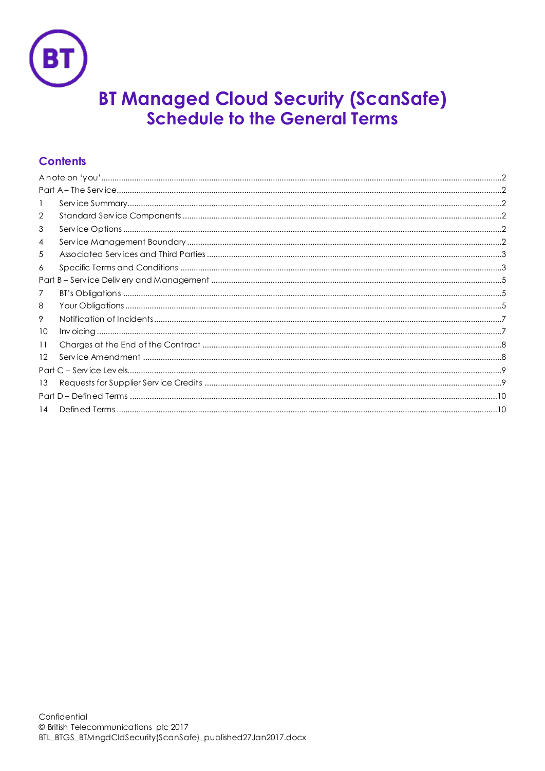# BT Managed Cloud Security (ScanSafe)
## Schedule to the General Terms

### Contents

A note on 'you' ......................................................................................................................................................2
Part A – The Service ..................................................................................................................................................2
1 Service Summary ..................................................................................................................................................2
2 Standard Service Components ..........................................................................................................................2
3 Service Options ....................................................................................................................................................2
4 Service Management Boundary .........................................................................................................................2
5 Associated Services and Third Parties ................................................................................................................3
6 Specific Terms and Conditions ............................................................................................................................3
Part B – Service Delivery and Management ............................................................................................................5
7 BT's Obligations ....................................................................................................................................................5
8 Your Obligations ...................................................................................................................................................5
9 Notification of Incidents .......................................................................................................................................7
10 Invoicing ..............................................................................................................................................................7
11 Charges at the End of the Contract ..................................................................................................................8
12 Service Amendment ...........................................................................................................................................8
Part C – Service Levels ...............................................................................................................................................9
13 Requests for Supplier Service Credits .................................................................................................................9
Part D – Defined Terms ..............................................................................................................................................10
14 Defined Terms ......................................................................................................................................................10

Confidential
© British Telecommunications plc 2017
BTL_BTGS_BTMngdCldSecurity(ScanSafe)_published27Jan2017.docx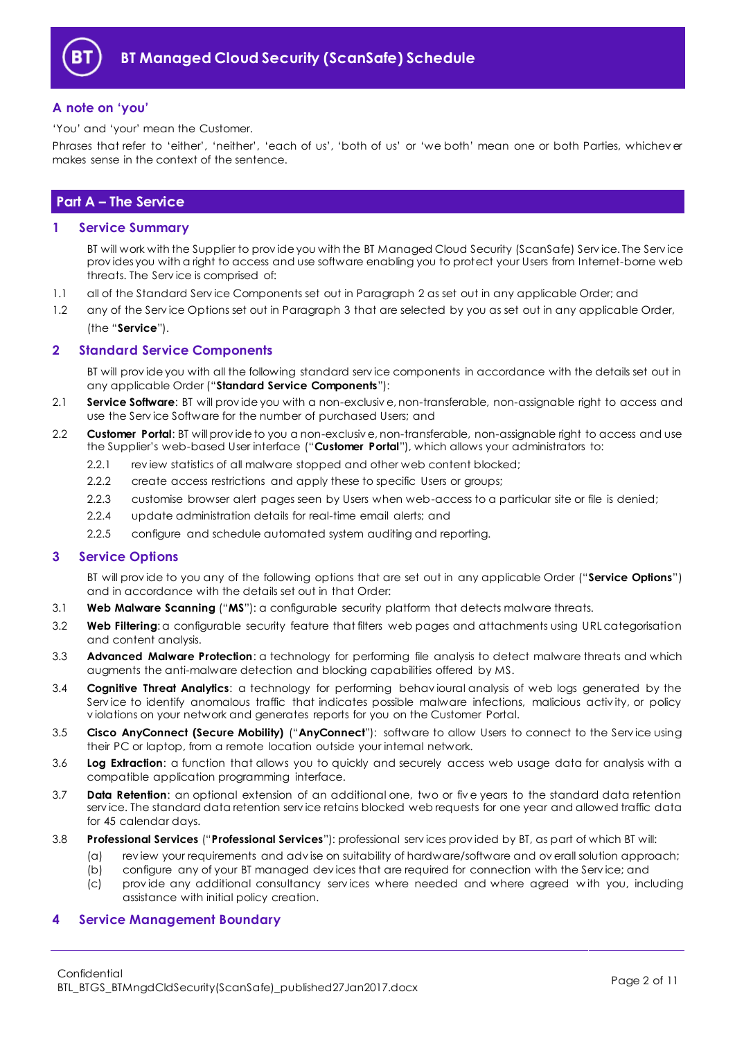## A note on 'you'

'You' and 'your' mean the Customer.

Phrases that refer to 'either', 'neither', 'each of us', 'both of us' or 'we both' mean one or both Parties, whichever makes sense in the context of the sentence.

# Part A – The Service

## 1 Service Summary

BT will work with the Supplier to provide you with the BT Managed Cloud Security (ScanSafe) Service. The Service provides you with a right to access and use software enabling you to protect your Users from Internet-borne web threats. The Service is comprised of:

1.1 all of the Standard Service Components set out in Paragraph 2 as set out in any applicable Order; and

1.2 any of the Service Options set out in Paragraph 3 that are selected by you as set out in any applicable Order,

(the "**Service**").

## 2 Standard Service Components

BT will provide you with all the following standard service components in accordance with the details set out in any applicable Order ("**Standard Service Components**"):

2.1 **Service Software**: BT will provide you with a non-exclusive, non-transferable, non-assignable right to access and use the Service Software for the number of purchased Users; and

2.2 **Customer Portal**: BT will provide to you a non-exclusive, non-transferable, non-assignable right to access and use the Supplier's web-based User interface ("**Customer Portal**"), which allows your administrators to:

2.2.1 review statistics of all malware stopped and other web content blocked;

2.2.2 create access restrictions and apply these to specific Users or groups;

2.2.3 customise browser alert pages seen by Users when web-access to a particular site or file is denied;

2.2.4 update administration details for real-time email alerts; and

2.2.5 configure and schedule automated system auditing and reporting.

## 3 Service Options

BT will provide to you any of the following options that are set out in any applicable Order ("**Service Options**") and in accordance with the details set out in that Order:

3.1 **Web Malware Scanning** ("**MS**"): a configurable security platform that detects malware threats.

3.2 **Web Filtering**: a configurable security feature that filters web pages and attachments using URL categorisation and content analysis.

3.3 **Advanced Malware Protection**: a technology for performing file analysis to detect malware threats and which augments the anti-malware detection and blocking capabilities offered by MS.

3.4 **Cognitive Threat Analytics**: a technology for performing behavioural analysis of web logs generated by the Service to identify anomalous traffic that indicates possible malware infections, malicious activity, or policy violations on your network and generates reports for you on the Customer Portal.

3.5 **Cisco AnyConnect (Secure Mobility)** ("**AnyConnect**"): software to allow Users to connect to the Service using their PC or laptop, from a remote location outside your internal network.

3.6 **Log Extraction**: a function that allows you to quickly and securely access web usage data for analysis with a compatible application programming interface.

3.7 **Data Retention**: an optional extension of an additional one, two or five years to the standard data retention service. The standard data retention service retains blocked web requests for one year and allowed traffic data for 45 calendar days.

3.8 **Professional Services** ("**Professional Services**"): professional services provided by BT, as part of which BT will:

(a) review your requirements and advise on suitability of hardware/software and overall solution approach;

(b) configure any of your BT managed devices that are required for connection with the Service; and

(c) provide any additional consultancy services where needed and where agreed with you, including assistance with initial policy creation.

## 4 Service Management Boundary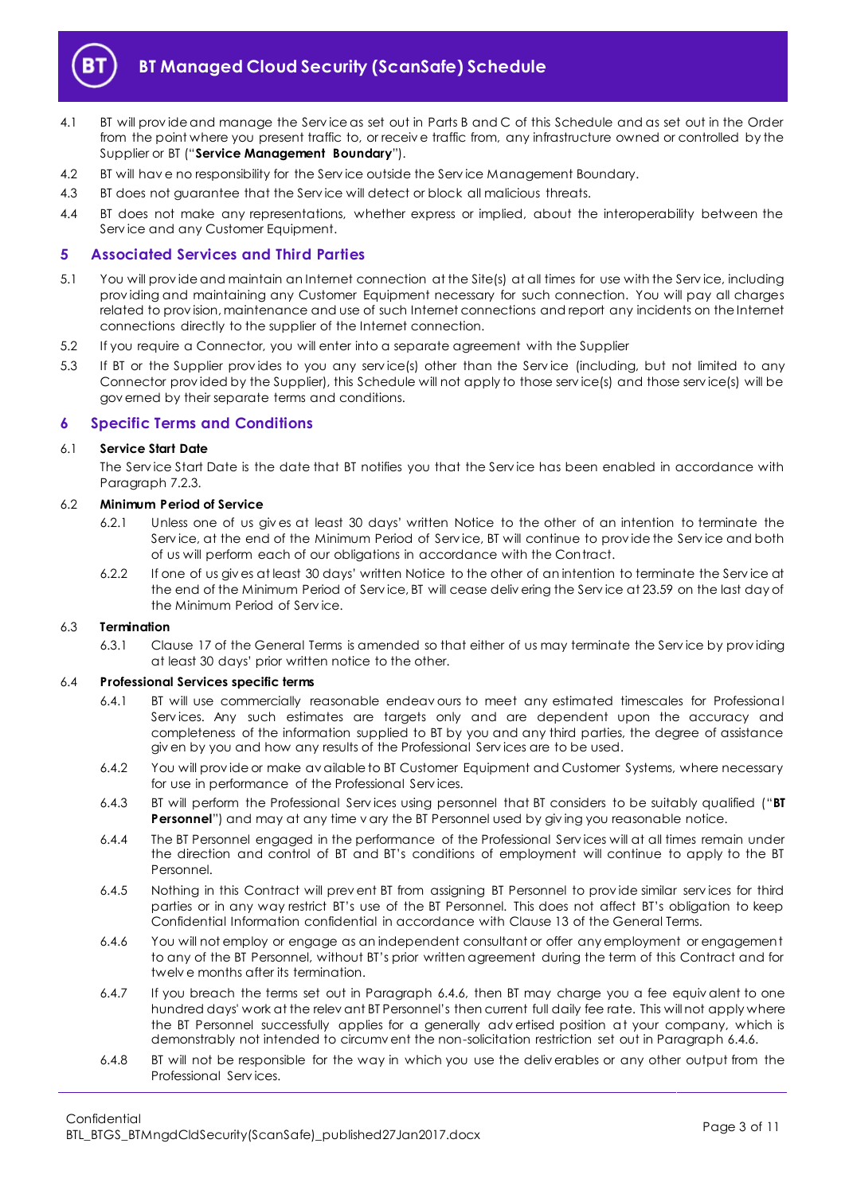4.1 BT will provide and manage the Service as set out in Parts B and C of this Schedule and as set out in the Order from the point where you present traffic to, or receive traffic from, any infrastructure owned or controlled by the Supplier or BT ("**Service Management Boundary**").

4.2 BT will have no responsibility for the Service outside the Service Management Boundary.

4.3 BT does not guarantee that the Service will detect or block all malicious threats.

4.4 BT does not make any representations, whether express or implied, about the interoperability between the Service and any Customer Equipment.

## 5 Associated Services and Third Parties

5.1 You will provide and maintain an Internet connection at the Site(s) at all times for use with the Service, including providing and maintaining any Customer Equipment necessary for such connection. You will pay all charges related to provision, maintenance and use of such Internet connections and report any incidents on the Internet connections directly to the supplier of the Internet connection.

5.2 If you require a Connector, you will enter into a separate agreement with the Supplier

5.3 If BT or the Supplier provides to you any service(s) other than the Service (including, but not limited to any Connector provided by the Supplier), this Schedule will not apply to those service(s) and those service(s) will be governed by their separate terms and conditions.

## 6 Specific Terms and Conditions

### 6.1 Service Start Date

The Service Start Date is the date that BT notifies you that the Service has been enabled in accordance with Paragraph 7.2.3.

### 6.2 Minimum Period of Service

6.2.1 Unless one of us gives at least 30 days' written Notice to the other of an intention to terminate the Service, at the end of the Minimum Period of Service, BT will continue to provide the Service and both of us will perform each of our obligations in accordance with the Contract.

6.2.2 If one of us gives at least 30 days' written Notice to the other of an intention to terminate the Service at the end of the Minimum Period of Service, BT will cease delivering the Service at 23.59 on the last day of the Minimum Period of Service.

### 6.3 Termination

6.3.1 Clause 17 of the General Terms is amended so that either of us may terminate the Service by providing at least 30 days' prior written notice to the other.

### 6.4 Professional Services specific terms

6.4.1 BT will use commercially reasonable endeavours to meet any estimated timescales for Professional Services. Any such estimates are targets only and are dependent upon the accuracy and completeness of the information supplied to BT by you and any third parties, the degree of assistance given by you and how any results of the Professional Services are to be used.

6.4.2 You will provide or make available to BT Customer Equipment and Customer Systems, where necessary for use in performance of the Professional Services.

6.4.3 BT will perform the Professional Services using personnel that BT considers to be suitably qualified ("**BT Personnel**") and may at any time vary the BT Personnel used by giving you reasonable notice.

6.4.4 The BT Personnel engaged in the performance of the Professional Services will at all times remain under the direction and control of BT and BT's conditions of employment will continue to apply to the BT Personnel.

6.4.5 Nothing in this Contract will prevent BT from assigning BT Personnel to provide similar services for third parties or in any way restrict BT's use of the BT Personnel. This does not affect BT's obligation to keep Confidential Information confidential in accordance with Clause 13 of the General Terms.

6.4.6 You will not employ or engage as an independent consultant or offer any employment or engagement to any of the BT Personnel, without BT's prior written agreement during the term of this Contract and for twelve months after its termination.

6.4.7 If you breach the terms set out in Paragraph 6.4.6, then BT may charge you a fee equivalent to one hundred days' work at the relevant BT Personnel's then current full daily fee rate. This will not apply where the BT Personnel successfully applies for a generally advertised position at your company, which is demonstrably not intended to circumvent the non-solicitation restriction set out in Paragraph 6.4.6.

6.4.8 BT will not be responsible for the way in which you use the deliverables or any other output from the Professional Services.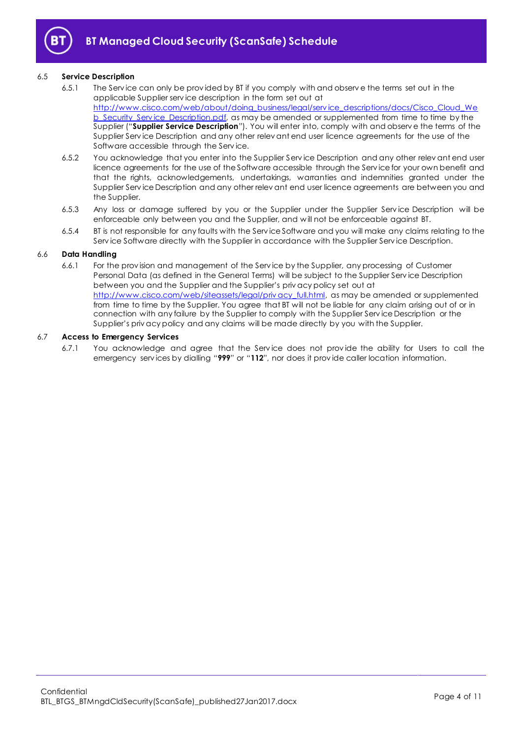6.5 **Service Description**

6.5.1 The Service can only be provided by BT if you comply with and observe the terms set out in the applicable Supplier service description in the form set out at http://www.cisco.com/web/about/doing_business/legal/service_descriptions/docs/Cisco_Cloud_Web_Security_Service_Description.pdf, as may be amended or supplemented from time to time by the Supplier ("**Supplier Service Description**"). You will enter into, comply with and observe the terms of the Supplier Service Description and any other relevant end user licence agreements for the use of the Software accessible through the Service.

6.5.2 You acknowledge that you enter into the Supplier Service Description and any other relevant end user licence agreements for the use of the Software accessible through the Service for your own benefit and that the rights, acknowledgements, undertakings, warranties and indemnities granted under the Supplier Service Description and any other relevant end user licence agreements are between you and the Supplier.

6.5.3 Any loss or damage suffered by you or the Supplier under the Supplier Service Description will be enforceable only between you and the Supplier, and will not be enforceable against BT.

6.5.4 BT is not responsible for any faults with the Service Software and you will make any claims relating to the Service Software directly with the Supplier in accordance with the Supplier Service Description.

6.6 **Data Handling**

6.6.1 For the provision and management of the Service by the Supplier, any processing of Customer Personal Data (as defined in the General Terms) will be subject to the Supplier Service Description between you and the Supplier and the Supplier's privacy policy set out at http://www.cisco.com/web/siteassets/legal/privacy_full.html, as may be amended or supplemented from time to time by the Supplier. You agree that BT will not be liable for any claim arising out of or in connection with any failure by the Supplier to comply with the Supplier Service Description or the Supplier's privacy policy and any claims will be made directly by you with the Supplier.

6.7 **Access to Emergency Services**

6.7.1 You acknowledge and agree that the Service does not provide the ability for Users to call the emergency services by dialling "**999**" or "**112**", nor does it provide caller location information.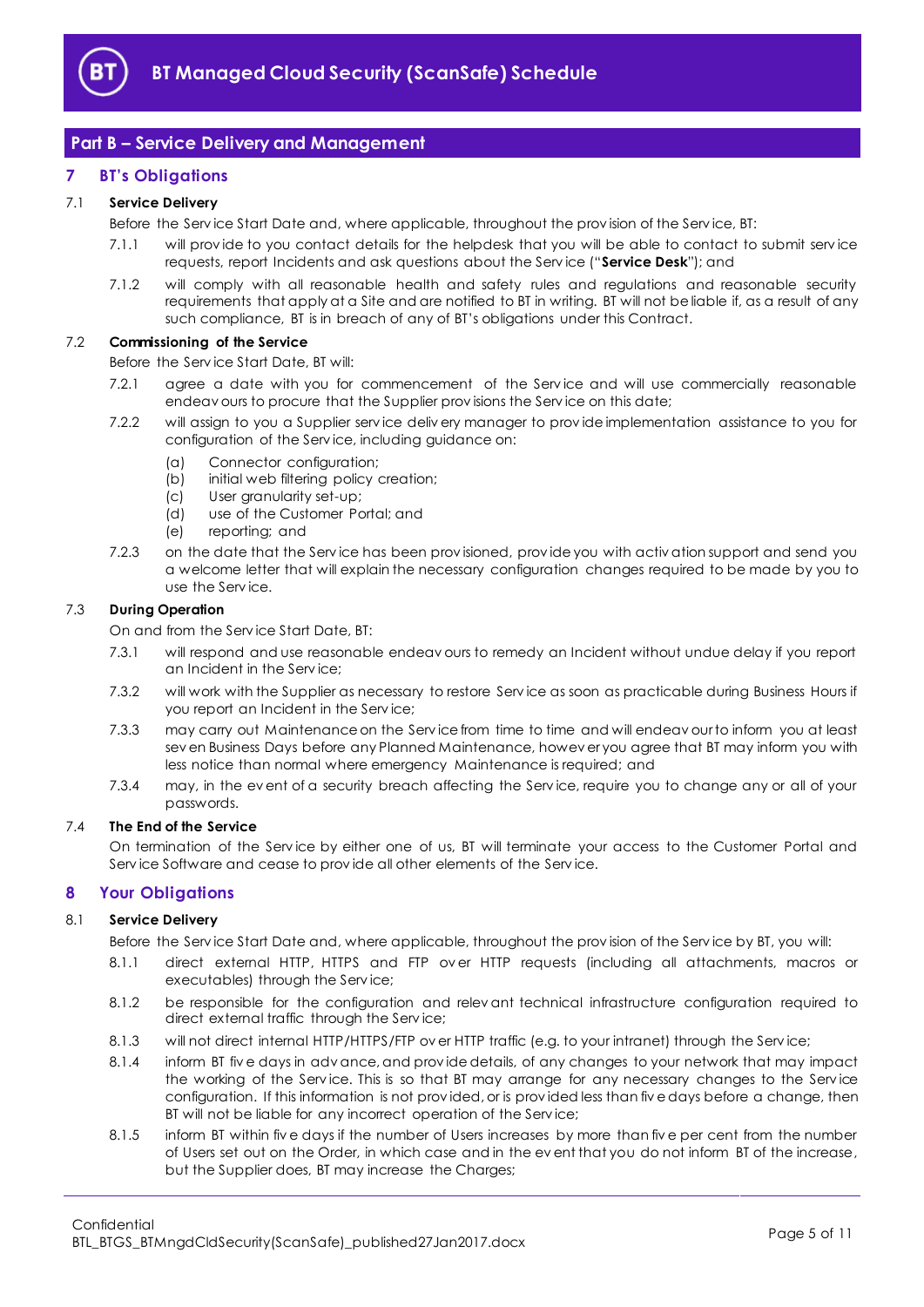## Part B – Service Delivery and Management

### 7 BT's Obligations

**7.1 Service Delivery**

Before the Service Start Date and, where applicable, throughout the provision of the Service, BT:

7.1.1 will provide to you contact details for the helpdesk that you will be able to contact to submit service requests, report Incidents and ask questions about the Service ("**Service Desk**"); and

7.1.2 will comply with all reasonable health and safety rules and regulations and reasonable security requirements that apply at a Site and are notified to BT in writing. BT will not be liable if, as a result of any such compliance, BT is in breach of any of BT's obligations under this Contract.

**7.2 Commissioning of the Service**

Before the Service Start Date, BT will:

7.2.1 agree a date with you for commencement of the Service and will use commercially reasonable endeavours to procure that the Supplier provisions the Service on this date;

7.2.2 will assign to you a Supplier service delivery manager to provide implementation assistance to you for configuration of the Service, including guidance on:

(a) Connector configuration;
(b) initial web filtering policy creation;
(c) User granularity set-up;
(d) use of the Customer Portal; and
(e) reporting; and

7.2.3 on the date that the Service has been provisioned, provide you with activation support and send you a welcome letter that will explain the necessary configuration changes required to be made by you to use the Service.

**7.3 During Operation**

On and from the Service Start Date, BT:

7.3.1 will respond and use reasonable endeavours to remedy an Incident without undue delay if you report an Incident in the Service;

7.3.2 will work with the Supplier as necessary to restore Service as soon as practicable during Business Hours if you report an Incident in the Service;

7.3.3 may carry out Maintenance on the Service from time to time and will endeavour to inform you at least seven Business Days before any Planned Maintenance, however you agree that BT may inform you with less notice than normal where emergency Maintenance is required; and

7.3.4 may, in the event of a security breach affecting the Service, require you to change any or all of your passwords.

**7.4 The End of the Service**

On termination of the Service by either one of us, BT will terminate your access to the Customer Portal and Service Software and cease to provide all other elements of the Service.

### 8 Your Obligations

**8.1 Service Delivery**

Before the Service Start Date and, where applicable, throughout the provision of the Service by BT, you will:

8.1.1 direct external HTTP, HTTPS and FTP over HTTP requests (including all attachments, macros or executables) through the Service;

8.1.2 be responsible for the configuration and relevant technical infrastructure configuration required to direct external traffic through the Service;

8.1.3 will not direct internal HTTP/HTTPS/FTP over HTTP traffic (e.g. to your intranet) through the Service;

8.1.4 inform BT five days in advance, and provide details, of any changes to your network that may impact the working of the Service. This is so that BT may arrange for any necessary changes to the Service configuration. If this information is not provided, or is provided less than five days before a change, then BT will not be liable for any incorrect operation of the Service;

8.1.5 inform BT within five days if the number of Users increases by more than five per cent from the number of Users set out on the Order, in which case and in the event that you do not inform BT of the increase, but the Supplier does, BT may increase the Charges;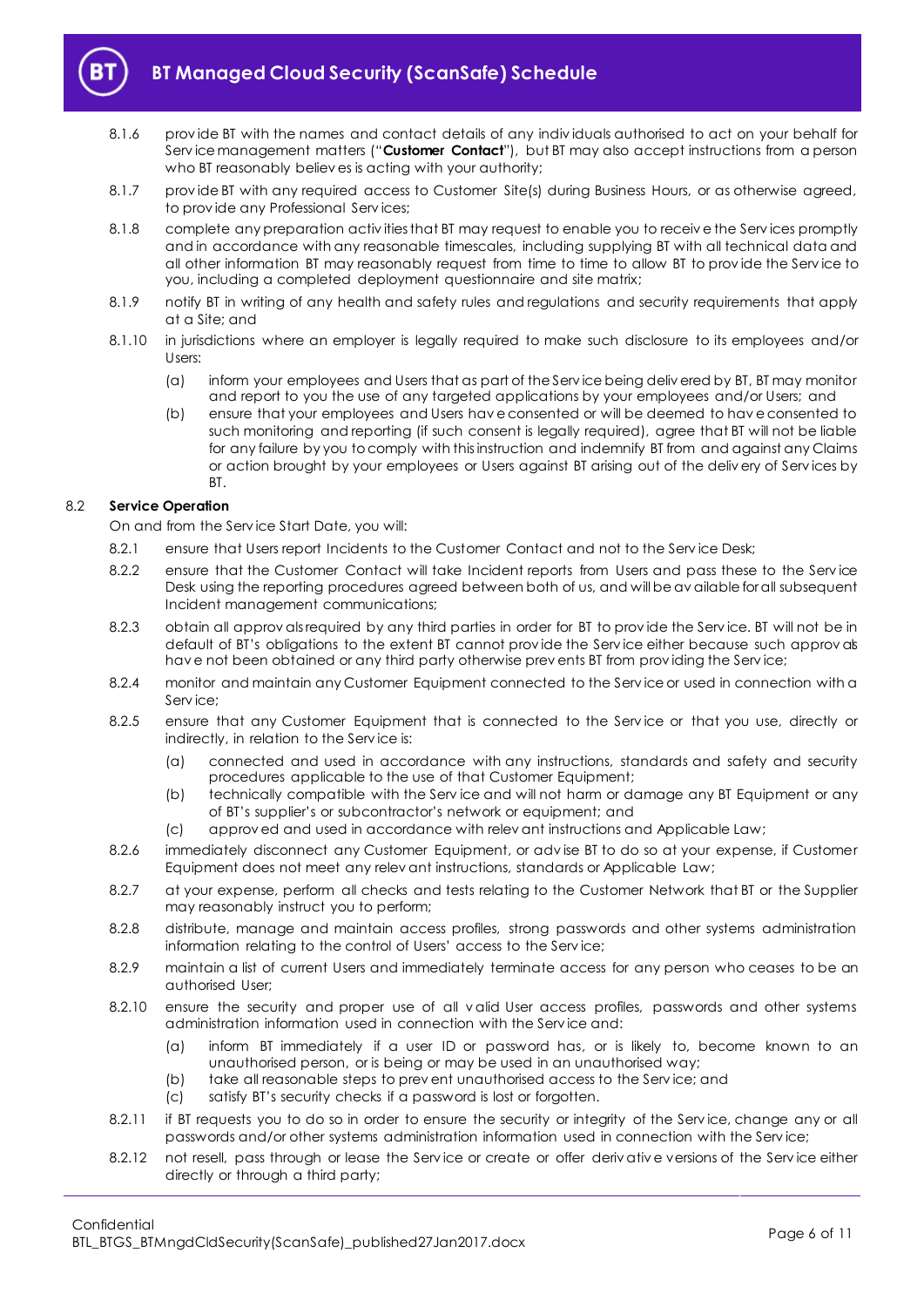8.1.6 provide BT with the names and contact details of any individuals authorised to act on your behalf for Service management matters ("**Customer Contact**"), but BT may also accept instructions from a person who BT reasonably believes is acting with your authority;

8.1.7 provide BT with any required access to Customer Site(s) during Business Hours, or as otherwise agreed, to provide any Professional Services;

8.1.8 complete any preparation activities that BT may request to enable you to receive the Services promptly and in accordance with any reasonable timescales, including supplying BT with all technical data and all other information BT may reasonably request from time to time to allow BT to provide the Service to you, including a completed deployment questionnaire and site matrix;

8.1.9 notify BT in writing of any health and safety rules and regulations and security requirements that apply at a Site; and

8.1.10 in jurisdictions where an employer is legally required to make such disclosure to its employees and/or Users:

(a) inform your employees and Users that as part of the Service being delivered by BT, BT may monitor and report to you the use of any targeted applications by your employees and/or Users; and

(b) ensure that your employees and Users have consented or will be deemed to have consented to such monitoring and reporting (if such consent is legally required), agree that BT will not be liable for any failure by you to comply with this instruction and indemnify BT from and against any Claims or action brought by your employees or Users against BT arising out of the delivery of Services by BT.

8.2 **Service Operation**

On and from the Service Start Date, you will:

8.2.1 ensure that Users report Incidents to the Customer Contact and not to the Service Desk;

8.2.2 ensure that the Customer Contact will take Incident reports from Users and pass these to the Service Desk using the reporting procedures agreed between both of us, and will be available for all subsequent Incident management communications;

8.2.3 obtain all approvals required by any third parties in order for BT to provide the Service. BT will not be in default of BT's obligations to the extent BT cannot provide the Service either because such approvals have not been obtained or any third party otherwise prevents BT from providing the Service;

8.2.4 monitor and maintain any Customer Equipment connected to the Service or used in connection with a Service;

8.2.5 ensure that any Customer Equipment that is connected to the Service or that you use, directly or indirectly, in relation to the Service is:

(a) connected and used in accordance with any instructions, standards and safety and security procedures applicable to the use of that Customer Equipment;

(b) technically compatible with the Service and will not harm or damage any BT Equipment or any of BT's supplier's or subcontractor's network or equipment; and

(c) approved and used in accordance with relevant instructions and Applicable Law;

8.2.6 immediately disconnect any Customer Equipment, or advise BT to do so at your expense, if Customer Equipment does not meet any relevant instructions, standards or Applicable Law;

8.2.7 at your expense, perform all checks and tests relating to the Customer Network that BT or the Supplier may reasonably instruct you to perform;

8.2.8 distribute, manage and maintain access profiles, strong passwords and other systems administration information relating to the control of Users' access to the Service;

8.2.9 maintain a list of current Users and immediately terminate access for any person who ceases to be an authorised User;

8.2.10 ensure the security and proper use of all valid User access profiles, passwords and other systems administration information used in connection with the Service and:

(a) inform BT immediately if a user ID or password has, or is likely to, become known to an unauthorised person, or is being or may be used in an unauthorised way;

(b) take all reasonable steps to prevent unauthorised access to the Service; and

(c) satisfy BT's security checks if a password is lost or forgotten.

8.2.11 if BT requests you to do so in order to ensure the security or integrity of the Service, change any or all passwords and/or other systems administration information used in connection with the Service;

8.2.12 not resell, pass through or lease the Service or create or offer derivative versions of the Service either directly or through a third party;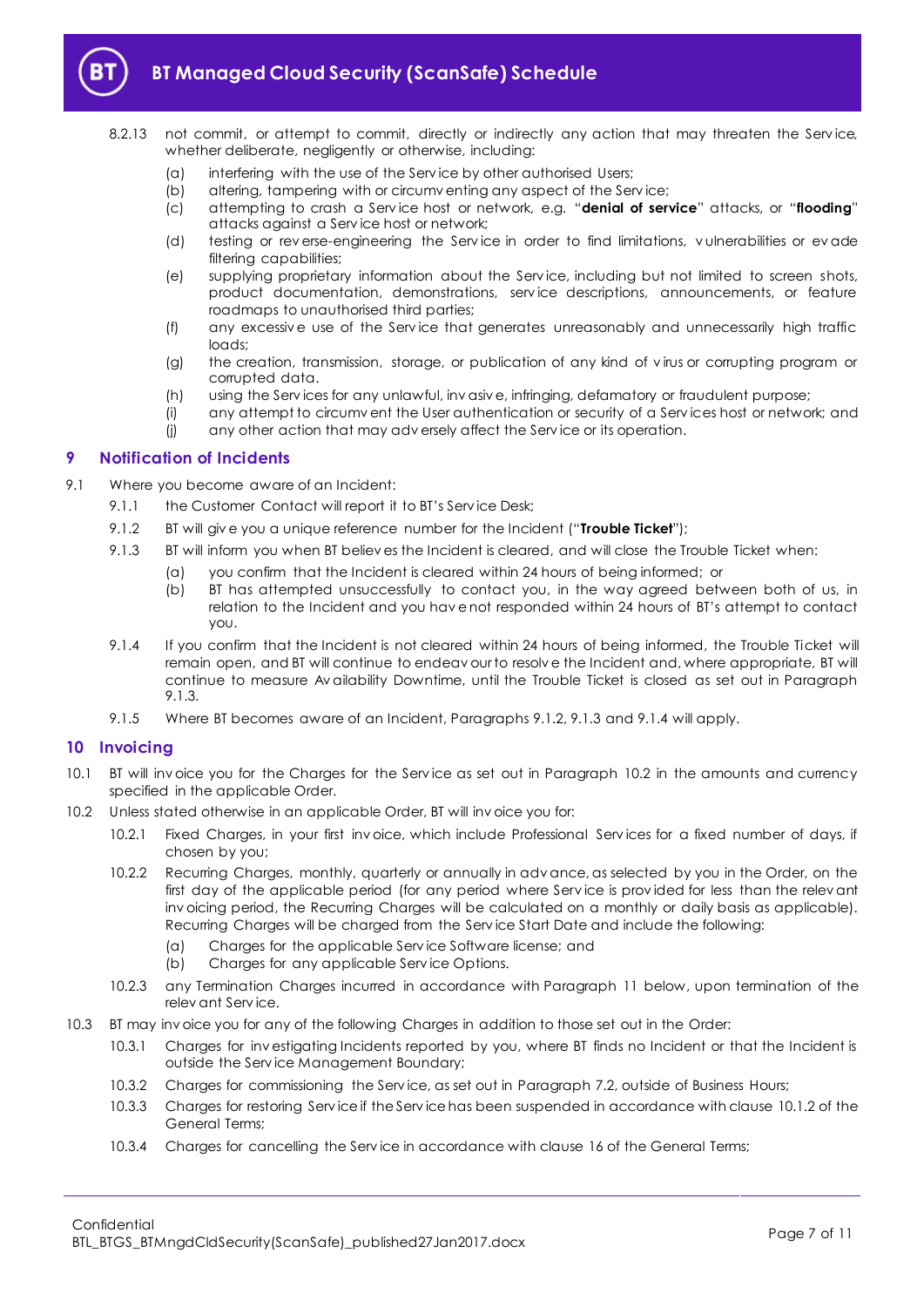8.2.13 not commit, or attempt to commit, directly or indirectly any action that may threaten the Service, whether deliberate, negligently or otherwise, including:

(a) interfering with the use of the Service by other authorised Users;
(b) altering, tampering with or circumventing any aspect of the Service;
(c) attempting to crash a Service host or network, e.g. "**denial of service**" attacks, or "**flooding**" attacks against a Service host or network;
(d) testing or reverse-engineering the Service in order to find limitations, vulnerabilities or evade filtering capabilities;
(e) supplying proprietary information about the Service, including but not limited to screen shots, product documentation, demonstrations, service descriptions, announcements, or feature roadmaps to unauthorised third parties;
(f) any excessive use of the Service that generates unreasonably and unnecessarily high traffic loads;
(g) the creation, transmission, storage, or publication of any kind of virus or corrupting program or corrupted data.
(h) using the Services for any unlawful, invasive, infringing, defamatory or fraudulent purpose;
(i) any attempt to circumvent the User authentication or security of a Services host or network; and
(j) any other action that may adversely affect the Service or its operation.

## 9 Notification of Incidents

9.1 Where you become aware of an Incident:

9.1.1 the Customer Contact will report it to BT's Service Desk;

9.1.2 BT will give you a unique reference number for the Incident ("**Trouble Ticket**");

9.1.3 BT will inform you when BT believes the Incident is cleared, and will close the Trouble Ticket when:

(a) you confirm that the Incident is cleared within 24 hours of being informed; or
(b) BT has attempted unsuccessfully to contact you, in the way agreed between both of us, in relation to the Incident and you have not responded within 24 hours of BT's attempt to contact you.

9.1.4 If you confirm that the Incident is not cleared within 24 hours of being informed, the Trouble Ticket will remain open, and BT will continue to endeavour to resolve the Incident and, where appropriate, BT will continue to measure Availability Downtime, until the Trouble Ticket is closed as set out in Paragraph 9.1.3.

9.1.5 Where BT becomes aware of an Incident, Paragraphs 9.1.2, 9.1.3 and 9.1.4 will apply.

## 10 Invoicing

10.1 BT will invoice you for the Charges for the Service as set out in Paragraph 10.2 in the amounts and currency specified in the applicable Order.

10.2 Unless stated otherwise in an applicable Order, BT will invoice you for:

10.2.1 Fixed Charges, in your first invoice, which include Professional Services for a fixed number of days, if chosen by you;

10.2.2 Recurring Charges, monthly, quarterly or annually in advance, as selected by you in the Order, on the first day of the applicable period (for any period where Service is provided for less than the relevant invoicing period, the Recurring Charges will be calculated on a monthly or daily basis as applicable). Recurring Charges will be charged from the Service Start Date and include the following:

(a) Charges for the applicable Service Software license; and
(b) Charges for any applicable Service Options.

10.2.3 any Termination Charges incurred in accordance with Paragraph 11 below, upon termination of the relevant Service.

10.3 BT may invoice you for any of the following Charges in addition to those set out in the Order:

10.3.1 Charges for investigating Incidents reported by you, where BT finds no Incident or that the Incident is outside the Service Management Boundary;

10.3.2 Charges for commissioning the Service, as set out in Paragraph 7.2, outside of Business Hours;

10.3.3 Charges for restoring Service if the Service has been suspended in accordance with clause 10.1.2 of the General Terms;

10.3.4 Charges for cancelling the Service in accordance with clause 16 of the General Terms;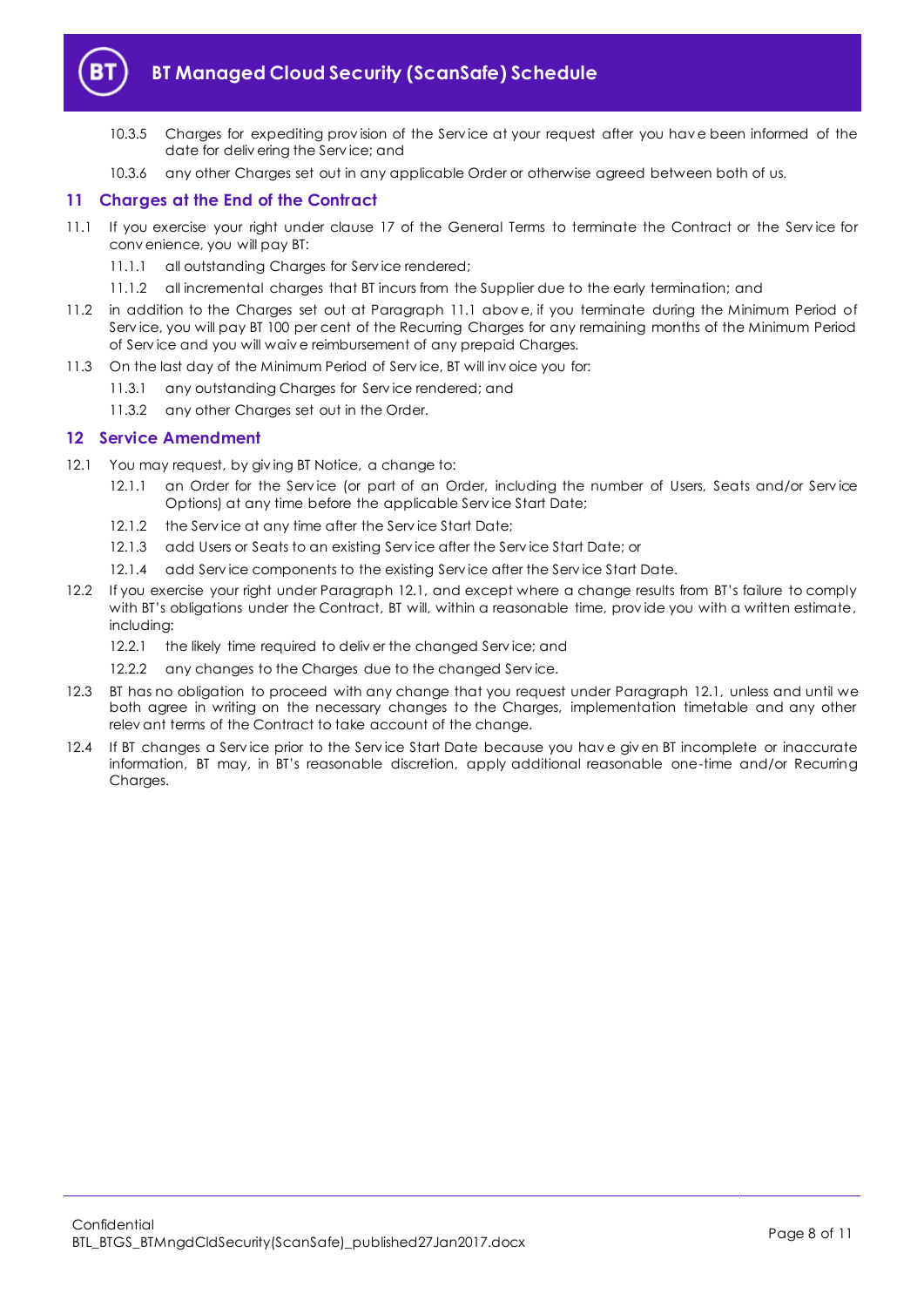10.3.5 Charges for expediting provision of the Service at your request after you have been informed of the date for delivering the Service; and

10.3.6 any other Charges set out in any applicable Order or otherwise agreed between both of us.

## 11 Charges at the End of the Contract

11.1 If you exercise your right under clause 17 of the General Terms to terminate the Contract or the Service for convenience, you will pay BT:

11.1.1 all outstanding Charges for Service rendered;

11.1.2 all incremental charges that BT incurs from the Supplier due to the early termination; and

11.2 in addition to the Charges set out at Paragraph 11.1 above, if you terminate during the Minimum Period of Service, you will pay BT 100 per cent of the Recurring Charges for any remaining months of the Minimum Period of Service and you will waive reimbursement of any prepaid Charges.

11.3 On the last day of the Minimum Period of Service, BT will invoice you for:

11.3.1 any outstanding Charges for Service rendered; and

11.3.2 any other Charges set out in the Order.

## 12 Service Amendment

12.1 You may request, by giving BT Notice, a change to:

12.1.1 an Order for the Service (or part of an Order, including the number of Users, Seats and/or Service Options) at any time before the applicable Service Start Date;

12.1.2 the Service at any time after the Service Start Date;

12.1.3 add Users or Seats to an existing Service after the Service Start Date; or

12.1.4 add Service components to the existing Service after the Service Start Date.

12.2 If you exercise your right under Paragraph 12.1, and except where a change results from BT's failure to comply with BT's obligations under the Contract, BT will, within a reasonable time, provide you with a written estimate, including:

12.2.1 the likely time required to deliver the changed Service; and

12.2.2 any changes to the Charges due to the changed Service.

12.3 BT has no obligation to proceed with any change that you request under Paragraph 12.1, unless and until we both agree in writing on the necessary changes to the Charges, implementation timetable and any other relevant terms of the Contract to take account of the change.

12.4 If BT changes a Service prior to the Service Start Date because you have given BT incomplete or inaccurate information, BT may, in BT's reasonable discretion, apply additional reasonable one-time and/or Recurring Charges.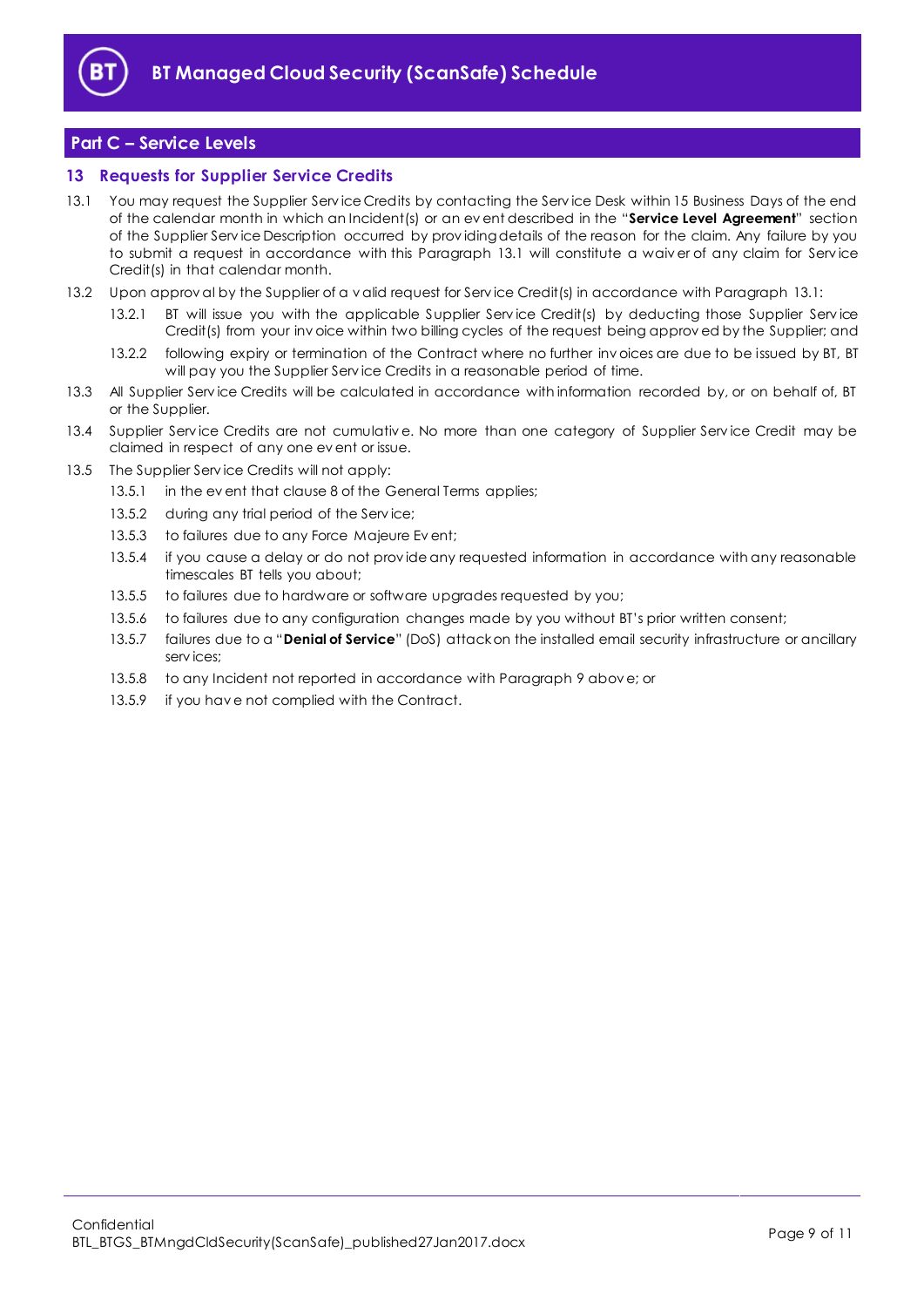## Part C – Service Levels

### 13 Requests for Supplier Service Credits

13.1 You may request the Supplier Service Credits by contacting the Service Desk within 15 Business Days of the end of the calendar month in which an Incident(s) or an event described in the "**Service Level Agreement**" section of the Supplier Service Description occurred by providing details of the reason for the claim. Any failure by you to submit a request in accordance with this Paragraph 13.1 will constitute a waiver of any claim for Service Credit(s) in that calendar month.

13.2 Upon approval by the Supplier of a valid request for Service Credit(s) in accordance with Paragraph 13.1:

13.2.1 BT will issue you with the applicable Supplier Service Credit(s) by deducting those Supplier Service Credit(s) from your invoice within two billing cycles of the request being approved by the Supplier; and

13.2.2 following expiry or termination of the Contract where no further invoices are due to be issued by BT, BT will pay you the Supplier Service Credits in a reasonable period of time.

13.3 All Supplier Service Credits will be calculated in accordance with information recorded by, or on behalf of, BT or the Supplier.

13.4 Supplier Service Credits are not cumulative. No more than one category of Supplier Service Credit may be claimed in respect of any one event or issue.

13.5 The Supplier Service Credits will not apply:

13.5.1 in the event that clause 8 of the General Terms applies;

13.5.2 during any trial period of the Service;

13.5.3 to failures due to any Force Majeure Event;

13.5.4 if you cause a delay or do not provide any requested information in accordance with any reasonable timescales BT tells you about;

13.5.5 to failures due to hardware or software upgrades requested by you;

13.5.6 to failures due to any configuration changes made by you without BT's prior written consent;

13.5.7 failures due to a "**Denial of Service**" (DoS) attack on the installed email security infrastructure or ancillary services;

13.5.8 to any Incident not reported in accordance with Paragraph 9 above; or

13.5.9 if you have not complied with the Contract.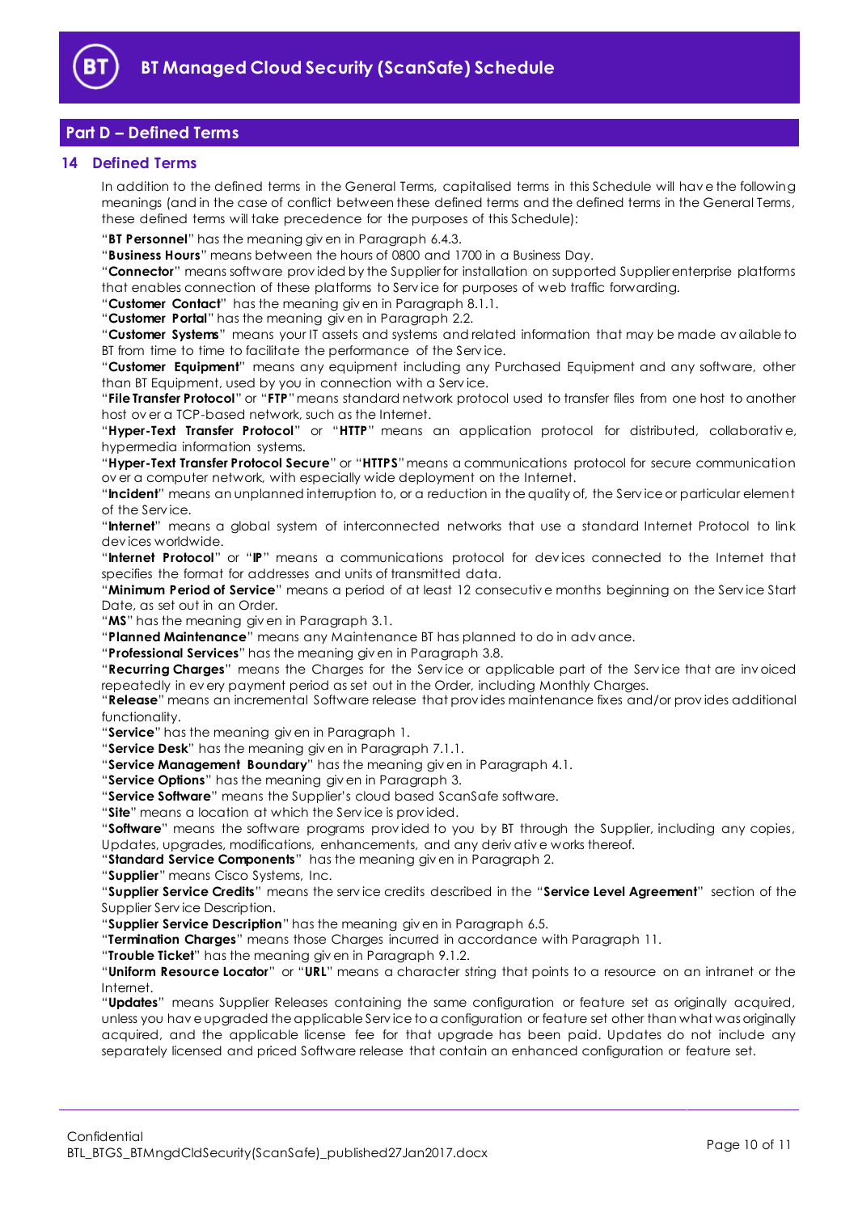## Part D – Defined Terms

### 14 Defined Terms

In addition to the defined terms in the General Terms, capitalised terms in this Schedule will have the following meanings (and in the case of conflict between these defined terms and the defined terms in the General Terms, these defined terms will take precedence for the purposes of this Schedule):

"**BT Personnel**" has the meaning given in Paragraph 6.4.3.

"**Business Hours**" means between the hours of 0800 and 1700 in a Business Day.

"**Connector**" means software provided by the Supplier for installation on supported Supplier enterprise platforms that enables connection of these platforms to Service for purposes of web traffic forwarding.

"**Customer Contact**" has the meaning given in Paragraph 8.1.1.

"**Customer Portal**" has the meaning given in Paragraph 2.2.

"**Customer Systems**" means your IT assets and systems and related information that may be made available to BT from time to time to facilitate the performance of the Service.

"**Customer Equipment**" means any equipment including any Purchased Equipment and any software, other than BT Equipment, used by you in connection with a Service.

"**File Transfer Protocol**" or "**FTP**" means standard network protocol used to transfer files from one host to another host over a TCP-based network, such as the Internet.

"**Hyper-Text Transfer Protocol**" or "**HTTP**" means an application protocol for distributed, collaborative, hypermedia information systems.

"**Hyper-Text Transfer Protocol Secure**" or "**HTTPS**" means a communications protocol for secure communication over a computer network, with especially wide deployment on the Internet.

"**Incident**" means an unplanned interruption to, or a reduction in the quality of, the Service or particular element of the Service.

"**Internet**" means a global system of interconnected networks that use a standard Internet Protocol to link devices worldwide.

"**Internet Protocol**" or "**IP**" means a communications protocol for devices connected to the Internet that specifies the format for addresses and units of transmitted data.

"**Minimum Period of Service**" means a period of at least 12 consecutive months beginning on the Service Start Date, as set out in an Order.

"**MS**" has the meaning given in Paragraph 3.1.

"**Planned Maintenance**" means any Maintenance BT has planned to do in advance.

"**Professional Services**" has the meaning given in Paragraph 3.8.

"**Recurring Charges**" means the Charges for the Service or applicable part of the Service that are invoiced repeatedly in every payment period as set out in the Order, including Monthly Charges.

"**Release**" means an incremental Software release that provides maintenance fixes and/or provides additional functionality.

"**Service**" has the meaning given in Paragraph 1.

"**Service Desk**" has the meaning given in Paragraph 7.1.1.

"**Service Management Boundary**" has the meaning given in Paragraph 4.1.

"**Service Options**" has the meaning given in Paragraph 3.

"**Service Software**" means the Supplier's cloud based ScanSafe software.

"**Site**" means a location at which the Service is provided.

"**Software**" means the software programs provided to you by BT through the Supplier, including any copies, Updates, upgrades, modifications, enhancements, and any derivative works thereof.

"**Standard Service Components**" has the meaning given in Paragraph 2.

"**Supplier**" means Cisco Systems, Inc.

"**Supplier Service Credits**" means the service credits described in the "**Service Level Agreement**" section of the Supplier Service Description.

"**Supplier Service Description**" has the meaning given in Paragraph 6.5.

"**Termination Charges**" means those Charges incurred in accordance with Paragraph 11.

"**Trouble Ticket**" has the meaning given in Paragraph 9.1.2.

"**Uniform Resource Locator**" or "**URL**" means a character string that points to a resource on an intranet or the Internet.

"**Updates**" means Supplier Releases containing the same configuration or feature set as originally acquired, unless you have upgraded the applicable Service to a configuration or feature set other than what was originally acquired, and the applicable license fee for that upgrade has been paid. Updates do not include any separately licensed and priced Software release that contain an enhanced configuration or feature set.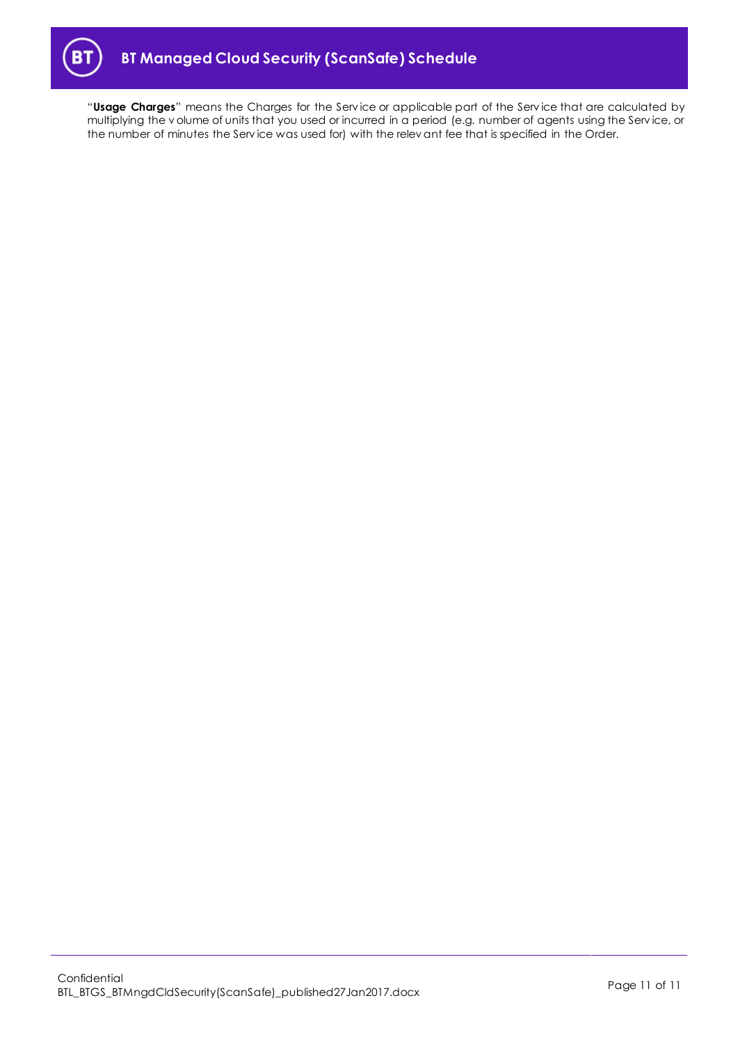"**Usage Charges**" means the Charges for the Service or applicable part of the Service that are calculated by multiplying the volume of units that you used or incurred in a period (e.g. number of agents using the Service, or the number of minutes the Service was used for) with the relevant fee that is specified in the Order.